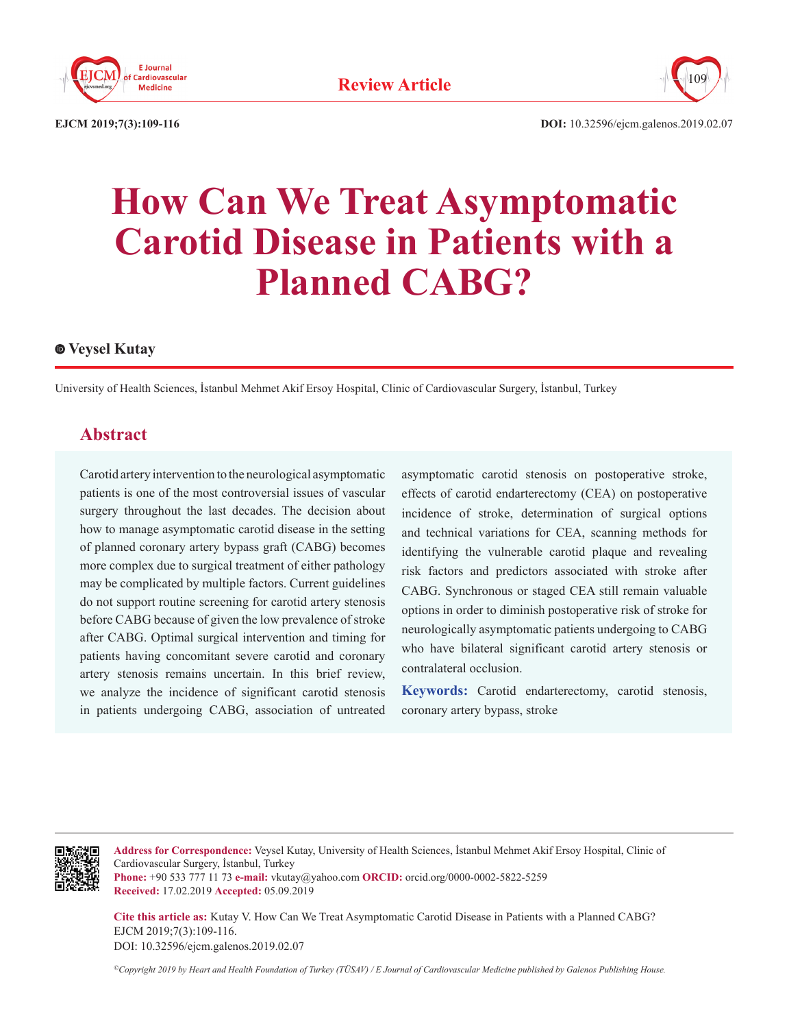Review Article

EJCM 2019;7(3):109-116

DOI: 10.32596/ejcm.galenos.2019.02.07

# How Can We Treat Asymptomatic Carotid Disease in Patients with a Planned CABG?

**Veysel Kutay**

University of Health Sciences, İstanbul Mehmet Akif Ersoy Hospital, Clinic of Cardiovascular Surgery, İstanbul, Turkey

## Abstract

Carotid artery intervention to the neurological asymptomatic patients is one of the most controversial issues of vascular surgery throughout the last decades. The decision about how to manage asymptomatic carotid disease in the setting of planned coronary artery bypass graft (CABG) becomes more complex due to surgical treatment of either pathology may be complicated by multiple factors. Current guidelines do not support routine screening for carotid artery stenosis before CABG because of given the low prevalence of stroke after CABG. Optimal surgical intervention and timing for patients having concomitant severe carotid and coronary artery stenosis remains uncertain. In this brief review, we analyze the incidence of significant carotid stenosis in patients undergoing CABG, association of untreated asymptomatic carotid stenosis on postoperative stroke, effects of carotid endarterectomy (CEA) on postoperative incidence of stroke, determination of surgical options and technical variations for CEA, scanning methods for identifying the vulnerable carotid plaque and revealing risk factors and predictors associated with stroke after CABG. Synchronous or staged CEA still remain valuable options in order to diminish postoperative risk of stroke for neurologically asymptomatic patients undergoing to CABG who have bilateral significant carotid artery stenosis or contralateral occlusion.

**Keywords:** Carotid endarterectomy, carotid stenosis, coronary artery bypass, stroke

**Address for Correspondence:** Veysel Kutay, University of Health Sciences, İstanbul Mehmet Akif Ersoy Hospital, Clinic of Cardiovascular Surgery, İstanbul, Turkey
**Phone:** +90 533 777 11 73 **e-mail:** vkutay@yahoo.com **ORCID:** orcid.org/0000-0002-5822-5259
**Received:** 17.02.2019 **Accepted:** 05.09.2019

**Cite this article as:** Kutay V. How Can We Treat Asymptomatic Carotid Disease in Patients with a Planned CABG? EJCM 2019;7(3):109-116.
DOI: 10.32596/ejcm.galenos.2019.02.07

*©Copyright 2019 by Heart and Health Foundation of Turkey (TÜSAV) / E Journal of Cardiovascular Medicine published by Galenos Publishing House.*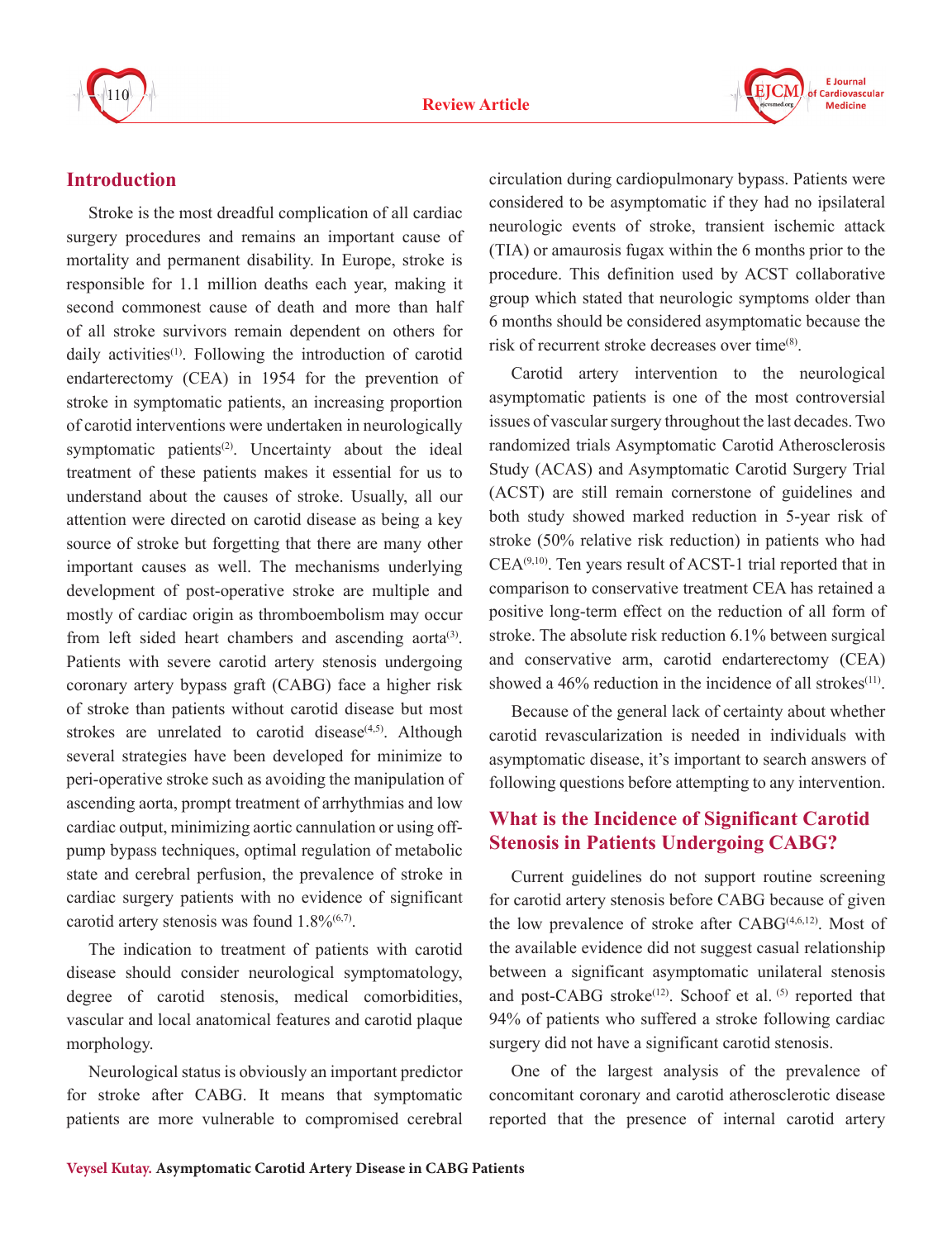## Introduction

Stroke is the most dreadful complication of all cardiac surgery procedures and remains an important cause of mortality and permanent disability. In Europe, stroke is responsible for 1.1 million deaths each year, making it second commonest cause of death and more than half of all stroke survivors remain dependent on others for daily activities[1]. Following the introduction of carotid endarterectomy (CEA) in 1954 for the prevention of stroke in symptomatic patients, an increasing proportion of carotid interventions were undertaken in neurologically symptomatic patients[2]. Uncertainty about the ideal treatment of these patients makes it essential for us to understand about the causes of stroke. Usually, all our attention were directed on carotid disease as being a key source of stroke but forgetting that there are many other important causes as well. The mechanisms underlying development of post-operative stroke are multiple and mostly of cardiac origin as thromboembolism may occur from left sided heart chambers and ascending aorta[3]. Patients with severe carotid artery stenosis undergoing coronary artery bypass graft (CABG) face a higher risk of stroke than patients without carotid disease but most strokes are unrelated to carotid disease[4,5]. Although several strategies have been developed for minimize to peri-operative stroke such as avoiding the manipulation of ascending aorta, prompt treatment of arrhythmias and low cardiac output, minimizing aortic cannulation or using off-pump bypass techniques, optimal regulation of metabolic state and cerebral perfusion, the prevalence of stroke in cardiac surgery patients with no evidence of significant carotid artery stenosis was found 1.8%[6,7].

The indication to treatment of patients with carotid disease should consider neurological symptomatology, degree of carotid stenosis, medical comorbidities, vascular and local anatomical features and carotid plaque morphology.

Neurological status is obviously an important predictor for stroke after CABG. It means that symptomatic patients are more vulnerable to compromised cerebral circulation during cardiopulmonary bypass. Patients were considered to be asymptomatic if they had no ipsilateral neurologic events of stroke, transient ischemic attack (TIA) or amaurosis fugax within the 6 months prior to the procedure. This definition used by ACST collaborative group which stated that neurologic symptoms older than 6 months should be considered asymptomatic because the risk of recurrent stroke decreases over time[8].

Carotid artery intervention to the neurological asymptomatic patients is one of the most controversial issues of vascular surgery throughout the last decades. Two randomized trials Asymptomatic Carotid Atherosclerosis Study (ACAS) and Asymptomatic Carotid Surgery Trial (ACST) are still remain cornerstone of guidelines and both study showed marked reduction in 5-year risk of stroke (50% relative risk reduction) in patients who had CEA[9,10]. Ten years result of ACST-1 trial reported that in comparison to conservative treatment CEA has retained a positive long-term effect on the reduction of all form of stroke. The absolute risk reduction 6.1% between surgical and conservative arm, carotid endarterectomy (CEA) showed a 46% reduction in the incidence of all strokes[11].

Because of the general lack of certainty about whether carotid revascularization is needed in individuals with asymptomatic disease, it's important to search answers of following questions before attempting to any intervention.

## What is the Incidence of Significant Carotid Stenosis in Patients Undergoing CABG?

Current guidelines do not support routine screening for carotid artery stenosis before CABG because of given the low prevalence of stroke after CABG[4,6,12]. Most of the available evidence did not suggest casual relationship between a significant asymptomatic unilateral stenosis and post-CABG stroke[12]. Schoof et al. [5] reported that 94% of patients who suffered a stroke following cardiac surgery did not have a significant carotid stenosis.

One of the largest analysis of the prevalence of concomitant coronary and carotid atherosclerotic disease reported that the presence of internal carotid artery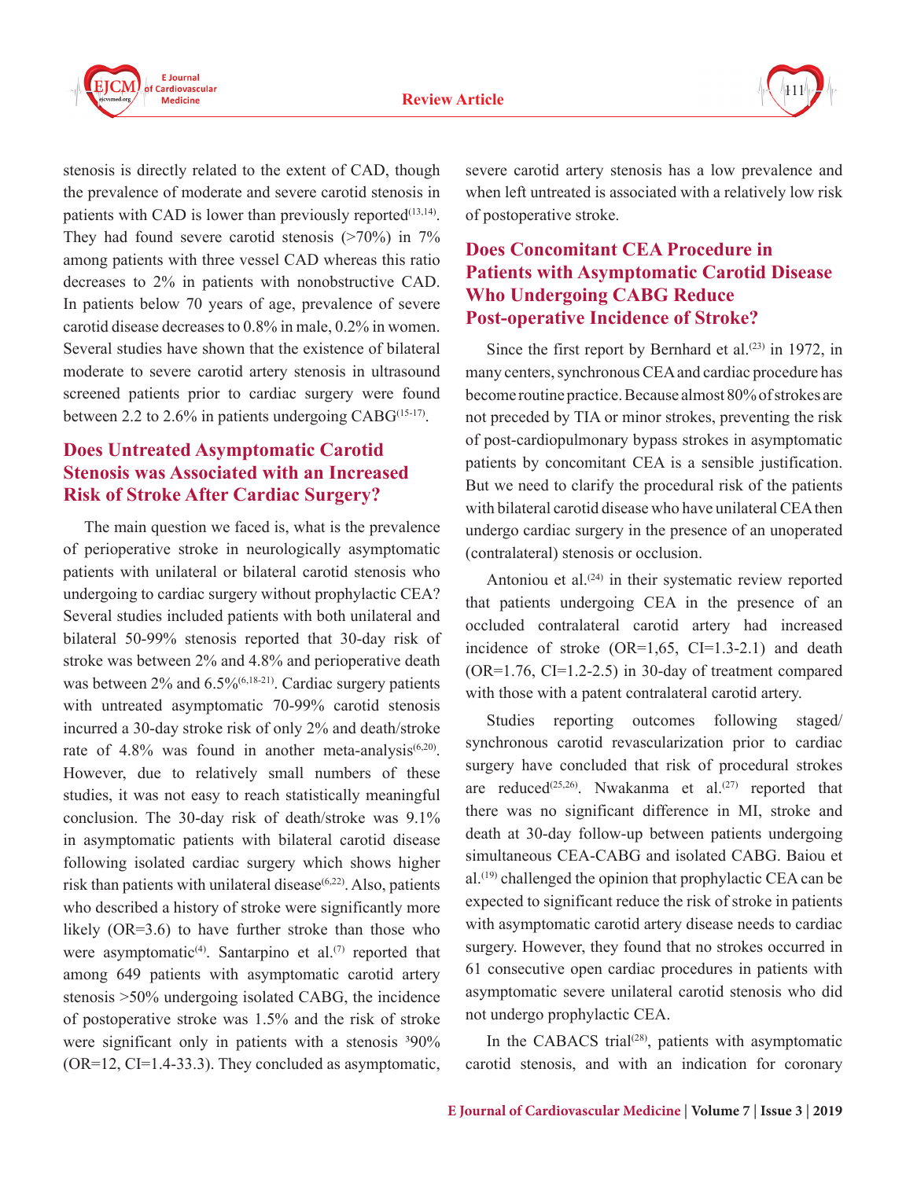stenosis is directly related to the extent of CAD, though the prevalence of moderate and severe carotid stenosis in patients with CAD is lower than previously reported[13,14]. They had found severe carotid stenosis (>70%) in 7% among patients with three vessel CAD whereas this ratio decreases to 2% in patients with nonobstructive CAD. In patients below 70 years of age, prevalence of severe carotid disease decreases to 0.8% in male, 0.2% in women. Several studies have shown that the existence of bilateral moderate to severe carotid artery stenosis in ultrasound screened patients prior to cardiac surgery were found between 2.2 to 2.6% in patients undergoing CABG[15-17].

## Does Untreated Asymptomatic Carotid Stenosis was Associated with an Increased Risk of Stroke After Cardiac Surgery?

The main question we faced is, what is the prevalence of perioperative stroke in neurologically asymptomatic patients with unilateral or bilateral carotid stenosis who undergoing to cardiac surgery without prophylactic CEA? Several studies included patients with both unilateral and bilateral 50-99% stenosis reported that 30-day risk of stroke was between 2% and 4.8% and perioperative death was between 2% and 6.5%[6,18-21]. Cardiac surgery patients with untreated asymptomatic 70-99% carotid stenosis incurred a 30-day stroke risk of only 2% and death/stroke rate of 4.8% was found in another meta-analysis[6,20]. However, due to relatively small numbers of these studies, it was not easy to reach statistically meaningful conclusion. The 30-day risk of death/stroke was 9.1% in asymptomatic patients with bilateral carotid disease following isolated cardiac surgery which shows higher risk than patients with unilateral disease[6,22]. Also, patients who described a history of stroke were significantly more likely (OR=3.6) to have further stroke than those who were asymptomatic[4]. Santarpino et al.[7] reported that among 649 patients with asymptomatic carotid artery stenosis >50% undergoing isolated CABG, the incidence of postoperative stroke was 1.5% and the risk of stroke were significant only in patients with a stenosis ³90% (OR=12, CI=1.4-33.3). They concluded as asymptomatic, severe carotid artery stenosis has a low prevalence and when left untreated is associated with a relatively low risk of postoperative stroke.

## Does Concomitant CEA Procedure in Patients with Asymptomatic Carotid Disease Who Undergoing CABG Reduce Post-operative Incidence of Stroke?

Since the first report by Bernhard et al.[23] in 1972, in many centers, synchronous CEA and cardiac procedure has become routine practice. Because almost 80% of strokes are not preceded by TIA or minor strokes, preventing the risk of post-cardiopulmonary bypass strokes in asymptomatic patients by concomitant CEA is a sensible justification. But we need to clarify the procedural risk of the patients with bilateral carotid disease who have unilateral CEA then undergo cardiac surgery in the presence of an unoperated (contralateral) stenosis or occlusion.

Antoniou et al.[24] in their systematic review reported that patients undergoing CEA in the presence of an occluded contralateral carotid artery had increased incidence of stroke (OR=1,65, CI=1.3-2.1) and death (OR=1.76, CI=1.2-2.5) in 30-day of treatment compared with those with a patent contralateral carotid artery.

Studies reporting outcomes following staged/synchronous carotid revascularization prior to cardiac surgery have concluded that risk of procedural strokes are reduced[25,26]. Nwakanma et al.[27] reported that there was no significant difference in MI, stroke and death at 30-day follow-up between patients undergoing simultaneous CEA-CABG and isolated CABG. Baiou et al.[19] challenged the opinion that prophylactic CEA can be expected to significant reduce the risk of stroke in patients with asymptomatic carotid artery disease needs to cardiac surgery. However, they found that no strokes occurred in 61 consecutive open cardiac procedures in patients with asymptomatic severe unilateral carotid stenosis who did not undergo prophylactic CEA.

In the CABACS trial[28], patients with asymptomatic carotid stenosis, and with an indication for coronary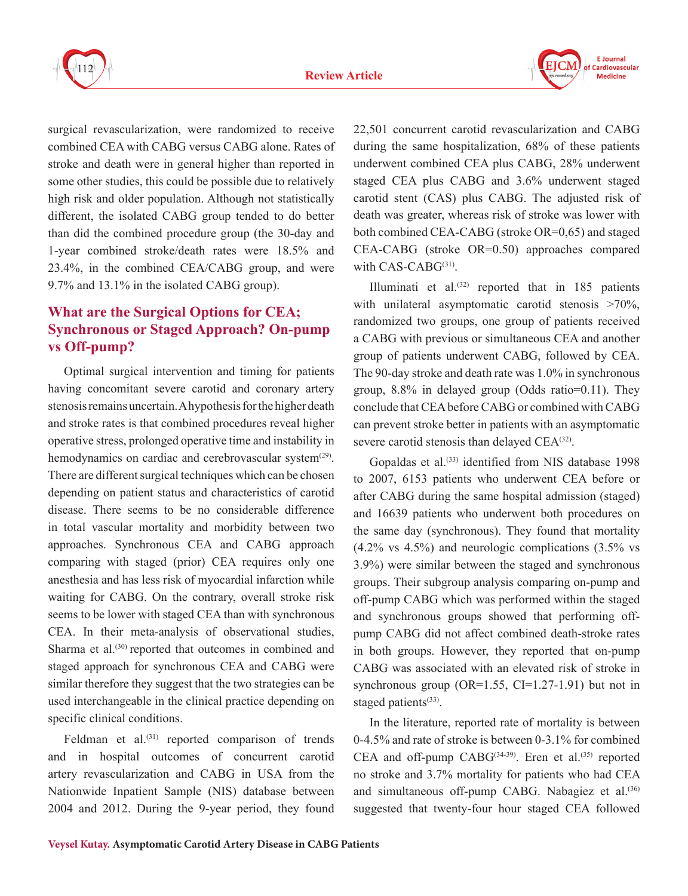surgical revascularization, were randomized to receive combined CEA with CABG versus CABG alone. Rates of stroke and death were in general higher than reported in some other studies, this could be possible due to relatively high risk and older population. Although not statistically different, the isolated CABG group tended to do better than did the combined procedure group (the 30-day and 1-year combined stroke/death rates were 18.5% and 23.4%, in the combined CEA/CABG group, and were 9.7% and 13.1% in the isolated CABG group).

## What are the Surgical Options for CEA; Synchronous or Staged Approach? On-pump vs Off-pump?

Optimal surgical intervention and timing for patients having concomitant severe carotid and coronary artery stenosis remains uncertain. A hypothesis for the higher death and stroke rates is that combined procedures reveal higher operative stress, prolonged operative time and instability in hemodynamics on cardiac and cerebrovascular system[29]. There are different surgical techniques which can be chosen depending on patient status and characteristics of carotid disease. There seems to be no considerable difference in total vascular mortality and morbidity between two approaches. Synchronous CEA and CABG approach comparing with staged (prior) CEA requires only one anesthesia and has less risk of myocardial infarction while waiting for CABG. On the contrary, overall stroke risk seems to be lower with staged CEA than with synchronous CEA. In their meta-analysis of observational studies, Sharma et al.[30] reported that outcomes in combined and staged approach for synchronous CEA and CABG were similar therefore they suggest that the two strategies can be used interchangeable in the clinical practice depending on specific clinical conditions.

Feldman et al.[31] reported comparison of trends and in hospital outcomes of concurrent carotid artery revascularization and CABG in USA from the Nationwide Inpatient Sample (NIS) database between 2004 and 2012. During the 9-year period, they found 22,501 concurrent carotid revascularization and CABG during the same hospitalization, 68% of these patients underwent combined CEA plus CABG, 28% underwent staged CEA plus CABG and 3.6% underwent staged carotid stent (CAS) plus CABG. The adjusted risk of death was greater, whereas risk of stroke was lower with both combined CEA-CABG (stroke OR=0,65) and staged CEA-CABG (stroke OR=0.50) approaches compared with CAS-CABG[31].

Illuminati et al.[32] reported that in 185 patients with unilateral asymptomatic carotid stenosis >70%, randomized two groups, one group of patients received a CABG with previous or simultaneous CEA and another group of patients underwent CABG, followed by CEA. The 90-day stroke and death rate was 1.0% in synchronous group, 8.8% in delayed group (Odds ratio=0.11). They conclude that CEA before CABG or combined with CABG can prevent stroke better in patients with an asymptomatic severe carotid stenosis than delayed CEA[32].

Gopaldas et al.[33] identified from NIS database 1998 to 2007, 6153 patients who underwent CEA before or after CABG during the same hospital admission (staged) and 16639 patients who underwent both procedures on the same day (synchronous). They found that mortality (4.2% vs 4.5%) and neurologic complications (3.5% vs 3.9%) were similar between the staged and synchronous groups. Their subgroup analysis comparing on-pump and off-pump CABG which was performed within the staged and synchronous groups showed that performing off-pump CABG did not affect combined death-stroke rates in both groups. However, they reported that on-pump CABG was associated with an elevated risk of stroke in synchronous group (OR=1.55, CI=1.27-1.91) but not in staged patients[33].

In the literature, reported rate of mortality is between 0-4.5% and rate of stroke is between 0-3.1% for combined CEA and off-pump CABG[34-39]. Eren et al.[35] reported no stroke and 3.7% mortality for patients who had CEA and simultaneous off-pump CABG. Nabagiez et al.[36] suggested that twenty-four hour staged CEA followed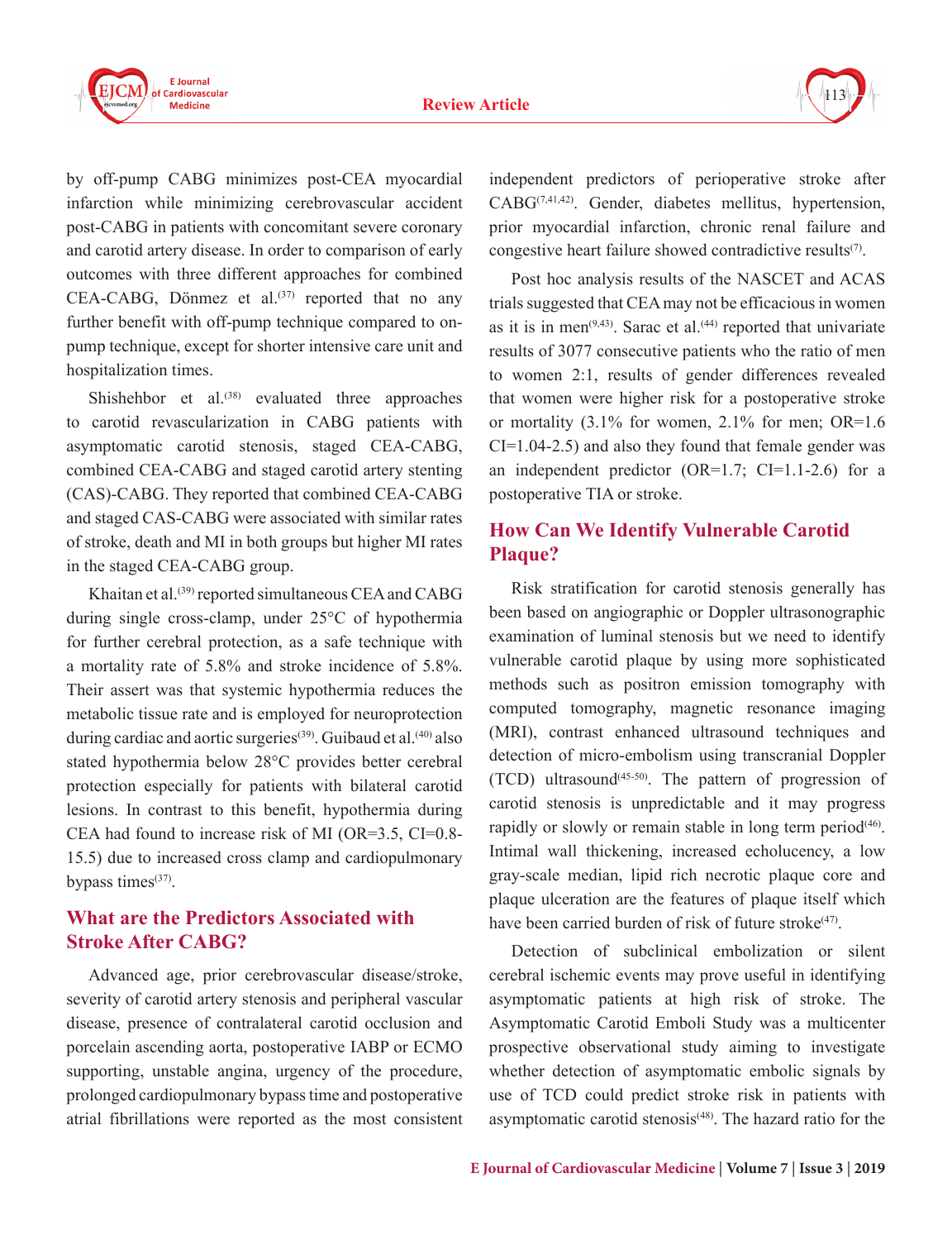by off-pump CABG minimizes post-CEA myocardial infarction while minimizing cerebrovascular accident post-CABG in patients with concomitant severe coronary and carotid artery disease. In order to comparison of early outcomes with three different approaches for combined CEA-CABG, Dönmez et al.[37] reported that no any further benefit with off-pump technique compared to on-pump technique, except for shorter intensive care unit and hospitalization times.

Shishehbor et al.[38] evaluated three approaches to carotid revascularization in CABG patients with asymptomatic carotid stenosis, staged CEA-CABG, combined CEA-CABG and staged carotid artery stenting (CAS)-CABG. They reported that combined CEA-CABG and staged CAS-CABG were associated with similar rates of stroke, death and MI in both groups but higher MI rates in the staged CEA-CABG group.

Khaitan et al.[39] reported simultaneous CEA and CABG during single cross-clamp, under 25°C of hypothermia for further cerebral protection, as a safe technique with a mortality rate of 5.8% and stroke incidence of 5.8%. Their assert was that systemic hypothermia reduces the metabolic tissue rate and is employed for neuroprotection during cardiac and aortic surgeries[39]. Guibaud et al.[40] also stated hypothermia below 28°C provides better cerebral protection especially for patients with bilateral carotid lesions. In contrast to this benefit, hypothermia during CEA had found to increase risk of MI (OR=3.5, CI=0.8-15.5) due to increased cross clamp and cardiopulmonary bypass times[37].

## What are the Predictors Associated with Stroke After CABG?

Advanced age, prior cerebrovascular disease/stroke, severity of carotid artery stenosis and peripheral vascular disease, presence of contralateral carotid occlusion and porcelain ascending aorta, postoperative IABP or ECMO supporting, unstable angina, urgency of the procedure, prolonged cardiopulmonary bypass time and postoperative atrial fibrillations were reported as the most consistent independent predictors of perioperative stroke after CABG[7,41,42]. Gender, diabetes mellitus, hypertension, prior myocardial infarction, chronic renal failure and congestive heart failure showed contradictive results[7].

Post hoc analysis results of the NASCET and ACAS trials suggested that CEA may not be efficacious in women as it is in men[9,43]. Sarac et al.[44] reported that univariate results of 3077 consecutive patients who the ratio of men to women 2:1, results of gender differences revealed that women were higher risk for a postoperative stroke or mortality (3.1% for women, 2.1% for men; OR=1.6 CI=1.04-2.5) and also they found that female gender was an independent predictor (OR=1.7; CI=1.1-2.6) for a postoperative TIA or stroke.

## How Can We Identify Vulnerable Carotid Plaque?

Risk stratification for carotid stenosis generally has been based on angiographic or Doppler ultrasonographic examination of luminal stenosis but we need to identify vulnerable carotid plaque by using more sophisticated methods such as positron emission tomography with computed tomography, magnetic resonance imaging (MRI), contrast enhanced ultrasound techniques and detection of micro-embolism using transcranial Doppler (TCD) ultrasound[45-50]. The pattern of progression of carotid stenosis is unpredictable and it may progress rapidly or slowly or remain stable in long term period[46]. Intimal wall thickening, increased echolucency, a low gray-scale median, lipid rich necrotic plaque core and plaque ulceration are the features of plaque itself which have been carried burden of risk of future stroke[47].

Detection of subclinical embolization or silent cerebral ischemic events may prove useful in identifying asymptomatic patients at high risk of stroke. The Asymptomatic Carotid Emboli Study was a multicenter prospective observational study aiming to investigate whether detection of asymptomatic embolic signals by use of TCD could predict stroke risk in patients with asymptomatic carotid stenosis[48]. The hazard ratio for the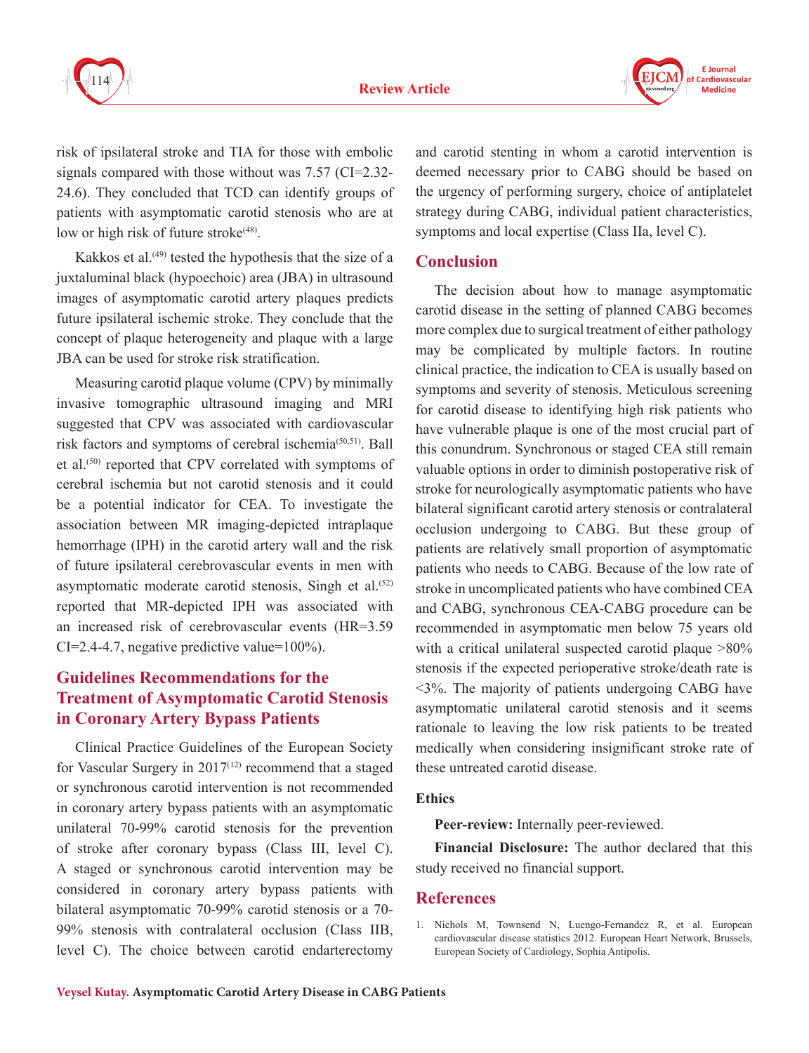risk of ipsilateral stroke and TIA for those with embolic signals compared with those without was 7.57 (CI=2.32-24.6). They concluded that TCD can identify groups of patients with asymptomatic carotid stenosis who are at low or high risk of future stroke[48].

Kakkos et al.[49] tested the hypothesis that the size of a juxtaluminal black (hypoechoic) area (JBA) in ultrasound images of asymptomatic carotid artery plaques predicts future ipsilateral ischemic stroke. They conclude that the concept of plaque heterogeneity and plaque with a large JBA can be used for stroke risk stratification.

Measuring carotid plaque volume (CPV) by minimally invasive tomographic ultrasound imaging and MRI suggested that CPV was associated with cardiovascular risk factors and symptoms of cerebral ischemia[50,51]. Ball et al.[50] reported that CPV correlated with symptoms of cerebral ischemia but not carotid stenosis and it could be a potential indicator for CEA. To investigate the association between MR imaging-depicted intraplaque hemorrhage (IPH) in the carotid artery wall and the risk of future ipsilateral cerebrovascular events in men with asymptomatic moderate carotid stenosis, Singh et al.[52] reported that MR-depicted IPH was associated with an increased risk of cerebrovascular events (HR=3.59 CI=2.4-4.7, negative predictive value=100%).

## Guidelines Recommendations for the Treatment of Asymptomatic Carotid Stenosis in Coronary Artery Bypass Patients

Clinical Practice Guidelines of the European Society for Vascular Surgery in 2017[12] recommend that a staged or synchronous carotid intervention is not recommended in coronary artery bypass patients with an asymptomatic unilateral 70-99% carotid stenosis for the prevention of stroke after coronary bypass (Class III, level C). A staged or synchronous carotid intervention may be considered in coronary artery bypass patients with bilateral asymptomatic 70-99% carotid stenosis or a 70-99% stenosis with contralateral occlusion (Class IIB, level C). The choice between carotid endarterectomy and carotid stenting in whom a carotid intervention is deemed necessary prior to CABG should be based on the urgency of performing surgery, choice of antiplatelet strategy during CABG, individual patient characteristics, symptoms and local expertise (Class IIa, level C).

## Conclusion

The decision about how to manage asymptomatic carotid disease in the setting of planned CABG becomes more complex due to surgical treatment of either pathology may be complicated by multiple factors. In routine clinical practice, the indication to CEA is usually based on symptoms and severity of stenosis. Meticulous screening for carotid disease to identifying high risk patients who have vulnerable plaque is one of the most crucial part of this conundrum. Synchronous or staged CEA still remain valuable options in order to diminish postoperative risk of stroke for neurologically asymptomatic patients who have bilateral significant carotid artery stenosis or contralateral occlusion undergoing to CABG. But these group of patients are relatively small proportion of asymptomatic patients who needs to CABG. Because of the low rate of stroke in uncomplicated patients who have combined CEA and CABG, synchronous CEA-CABG procedure can be recommended in asymptomatic men below 75 years old with a critical unilateral suspected carotid plaque >80% stenosis if the expected perioperative stroke/death rate is <3%. The majority of patients undergoing CABG have asymptomatic unilateral carotid stenosis and it seems rationale to leaving the low risk patients to be treated medically when considering insignificant stroke rate of these untreated carotid disease.

### Ethics

**Peer-review:** Internally peer-reviewed.

**Financial Disclosure:** The author declared that this study received no financial support.

## References

1. Nichols M, Townsend N, Luengo-Fernandez R, et al. European cardiovascular disease statistics 2012. European Heart Network, Brussels, European Society of Cardiology, Sophia Antipolis.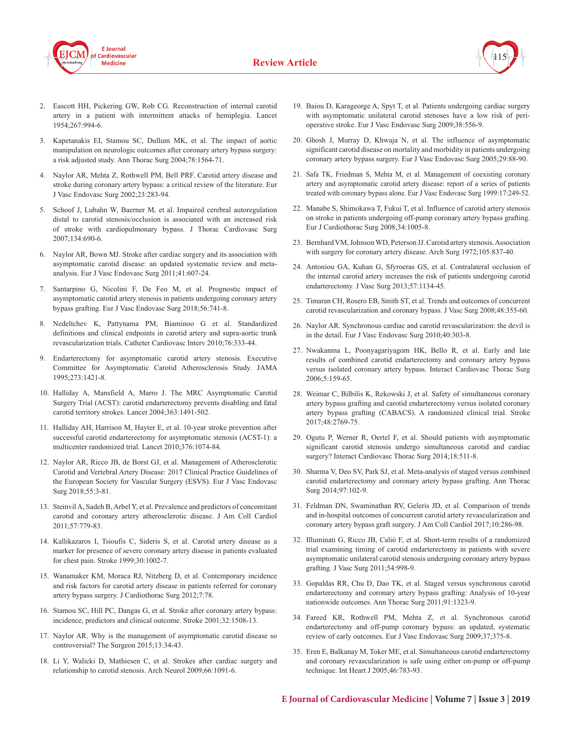2. Eascott HH, Pickering GW, Rob CG. Reconstruction of internal carotid artery in a patient with intermittent attacks of hemiplegia. Lancet 1954;267:994-6.

3. Kapetanakis EI, Stamou SC, Dullum MK, et al. The impact of aortic manipulation on neurologic outcomes after coronary artery bypass surgery: a risk adjusted study. Ann Thorac Surg 2004;78:1564-71.

4. Naylor AR, Mehta Z, Rothwell PM, Bell PRF. Carotid artery disease and stroke during coronary artery bypass: a critical review of the literature. Eur J Vasc Endovasc Surg 2002;23:283-94.

5. Schoof J, Lubahn W, Baerner M, et al. Impaired cerebral autoregulation distal to carotid stenosis/occlusion is associated with an increased risk of stroke with cardiopulmonary bypass. J Thorac Cardiovasc Surg 2007;134:690-6.

6. Naylor AR, Bown MJ. Stroke after cardiac surgery and its association with asymptomatic carotid disease: an updated systematic review and meta-analysis. Eur J Vasc Endovasc Surg 2011;41:607-24.

7. Santarpino G, Nicolini F, De Feo M, et al. Prognostic impact of asymptomatic carotid artery stenosis in patients undergoing coronary artery bypass grafting. Eur J Vasc Endovasc Surg 2018;56:741-8.

8. Nedeltchev K, Pattynama PM, Biaminoo G et al. Standardized definitions and clinical endpoints in carotid artery and supra-aortic trunk revascularization trials. Catheter Cardiovasc Interv 2010;76:333-44.

9. Endarterectomy for asymptomatic carotid artery stenosis. Executive Committee for Asymptomatic Carotid Atherosclerosis Study. JAMA 1995;273:1421-8.

10. Halliday A, Mansfield A, Marro J. The MRC Asymptomatic Carotid Surgery Trial (ACST): carotid endarterectomy prevents disabling and fatal carotid territory strokes. Lancet 2004;363:1491-502.

11. Halliday AH, Harrison M, Hayter E, et al. 10-year stroke prevention after successful carotid endarterectomy for asymptomatic stenosis (ACST-1): a multicenter randomized trial. Lancet 2010;376:1074-84.

12. Naylor AR, Ricco JB, de Borst GJ, et al. Management of Atherosclerotic Carotid and Vertebral Artery Disease: 2017 Clinical Practice Guidelines of the European Society for Vascular Surgery (ESVS). Eur J Vasc Endovasc Surg 2018;55:3-81.

13. Steinvil A, Sadeh B, Arbel Y, et al. Prevalence and predictors of concomitant carotid and coronary artery atherosclerotic disease. J Am Coll Cardiol 2011;57:779-83.

14. Kallikazaros I, Tsioufis C, Sideris S, et al. Carotid artery disease as a marker for presence of severe coronary artery disease in patients evaluated for chest pain. Stroke 1999;30:1002-7.

15. Wanamaker KM, Moraca RJ, Nitzberg D, et al. Contemporary incidence and risk factors for carotid artery disease in patients referred for coronary artery bypass surgery. J Cardiothorac Surg 2012;7:78.

16. Stamou SC, Hill PC, Dangas G, et al. Stroke after coronary artery bypass: incidence, predictors and clinical outcome. Stroke 2001;32:1508-13.

17. Naylor AR. Why is the management of asymptomatic carotid disease so controversial? The Surgeon 2015;13:34-43.

18. Li Y, Walicki D, Mathiesen C, et al. Strokes after cardiac surgery and relationship to carotid stenosis. Arch Neurol 2009;66:1091-6.

19. Baiou D, Karageorge A, Spyt T, et al. Patients undergoing cardiac surgery with asymptomatic unilateral carotid stenoses have a low risk of peri-operative stroke. Eur J Vasc Endovasc Surg 2009;38:556-9.

20. Ghosh J, Murray D, Khwaja N, et al. The influence of asymptomatic significant carotid disease on mortality and morbidity in patients undergoing coronary artery bypass surgery. Eur J Vasc Endovasc Surg 2005;29:88-90.

21. Safa TK, Friedman S, Mehta M, et al. Management of coexisting coronary artery and asymptomatic carotid artery disease: report of a series of patients treated with coronary bypass alone. Eur J Vasc Endovasc Surg 1999:17:249-52.

22. Manabe S, Shimokawa T, Fukui T, et al. Influence of carotid artery stenosis on stroke in patients undergoing off-pump coronary artery bypass grafting. Eur J Cardiothorac Surg 2008;34:1005-8.

23. Bernhard VM, Johnson WD, Peterson JJ. Carotid artery stenosis. Association with surgery for coronary artery disease. Arch Surg 1972;105:837-40.

24. Antoniou GA, Kuhan G, Sfyroeras GS, et al. Contralateral occlusion of the internal carotid artery increases the risk of patients undergoing carotid endarterectomy. J Vasc Surg 2013;57:1134-45.

25. Timaran CH, Rosero EB, Smith ST, et al. Trends and outcomes of concurrent carotid revascularization and coronary bypass. J Vasc Surg 2008;48:355-60.

26. Naylor AR. Synchronous cardiac and carotid revascularization: the devil is in the detail. Eur J Vasc Endovasc Surg 2010;40:303-8.

27. Nwakanma L, Poonyagariyagom HK, Bello R, et al. Early and late results of combined carotid endarterectomy and coronary artery bypass versus isolated coronary artery bypass. Interact Cardiovasc Thorac Surg 2006;5:159-65.

28. Weimar C, Bilbilis K, Rekowski J, et al. Safety of simultaneous coronary artery bypass grafting and carotid endarterectomy versus isolated coronary artery bypass grafting (CABACS). A randomized clinical trial. Stroke 2017;48:2769-75.

29. Ogutu P, Werner R, Oertel F, et al. Should patients with asymptomatic significant carotid stenosis undergo simultaneous carotid and cardiac surgery? Interact Cardiovasc Thorac Surg 2014;18:511-8.

30. Sharma V, Deo SV, Park SJ, et al. Meta-analysis of staged versus combined carotid endarterectomy and coronary artery bypass grafting. Ann Thorac Surg 2014;97:102-9.

31. Feldman DN, Swaminathan RV, Geleris JD, et al. Comparison of trends and in-hospital outcomes of concurrent carotid artery revascularization and coronary artery bypass graft surgery. J Am Coll Cardiol 2017;10:286-98.

32. Illuminati G, Ricco JB, Caliò F, et al. Short-term results of a randomized trial examining timing of carotid endarterectomy in patients with severe asymptomatic unilateral carotid stenosis undergoing coronary artery bypass grafting. J Vasc Surg 2011;54:998-9.

33. Gopaldas RR, Chu D, Dao TK, et al. Staged versus synchronous carotid endarterectomy and coronary artery bypass grafting: Analysis of 10-year nationwide outcomes. Ann Thorac Surg 2011;91:1323-9.

34. Fareed KR, Rothwell PM, Mehta Z, et al. Synchronous carotid endarterectomy and off-pump coronary bypass: an updated, systematic review of early outcomes. Eur J Vasc Endovasc Surg 2009;37;375-8.

35. Eren E, Balkanay M, Toker ME, et al. Simultaneous carotid endarterectomy and coronary revascularization is safe using either on-pump or off-pump technique. Int Heart J 2005;46:783-93.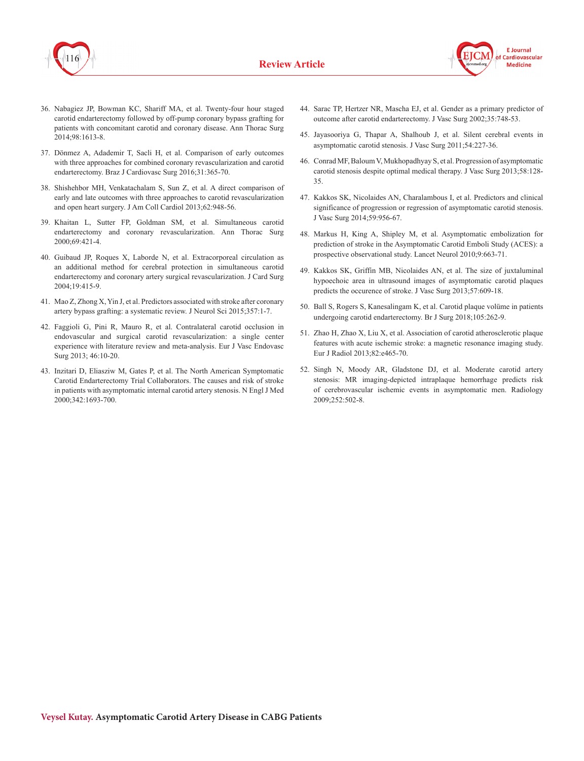36. Nabagiez JP, Bowman KC, Shariff MA, et al. Twenty-four hour staged carotid endarterectomy followed by off-pump coronary bypass grafting for patients with concomitant carotid and coronary disease. Ann Thorac Surg 2014;98:1613-8.
37. Dönmez A, Adademir T, Sacli H, et al. Comparison of early outcomes with three approaches for combined coronary revascularization and carotid endarterectomy. Braz J Cardiovasc Surg 2016;31:365-70.
38. Shishehbor MH, Venkatachalam S, Sun Z, et al. A direct comparison of early and late outcomes with three approaches to carotid revascularization and open heart surgery. J Am Coll Cardiol 2013;62:948-56.
39. Khaitan L, Sutter FP, Goldman SM, et al. Simultaneous carotid endarterectomy and coronary revascularization. Ann Thorac Surg 2000;69:421-4.
40. Guibaud JP, Roques X, Laborde N, et al. Extracorporeal circulation as an additional method for cerebral protection in simultaneous carotid endarterectomy and coronary artery surgical revascularization. J Card Surg 2004;19:415-9.
41. Mao Z, Zhong X, Yin J, et al. Predictors associated with stroke after coronary artery bypass grafting: a systematic review. J Neurol Sci 2015;357:1-7.
42. Faggioli G, Pini R, Mauro R, et al. Contralateral carotid occlusion in endovascular and surgical carotid revascularization: a single center experience with literature review and meta-analysis. Eur J Vasc Endovasc Surg 2013; 46:10-20.
43. Inzitari D, Eliasziw M, Gates P, et al. The North American Symptomatic Carotid Endarterectomy Trial Collaborators. The causes and risk of stroke in patients with asymptomatic internal carotid artery stenosis. N Engl J Med 2000;342:1693-700.
44. Sarac TP, Hertzer NR, Mascha EJ, et al. Gender as a primary predictor of outcome after carotid endarterectomy. J Vasc Surg 2002;35:748-53.
45. Jayasooriya G, Thapar A, Shalhoub J, et al. Silent cerebral events in asymptomatic carotid stenosis. J Vasc Surg 2011;54:227-36.
46. Conrad MF, Baloum V, Mukhopadhyay S, et al. Progression of asymptomatic carotid stenosis despite optimal medical therapy. J Vasc Surg 2013;58:128-35.
47. Kakkos SK, Nicolaides AN, Charalambous I, et al. Predictors and clinical significance of progression or regression of asymptomatic carotid stenosis. J Vasc Surg 2014;59:956-67.
48. Markus H, King A, Shipley M, et al. Asymptomatic embolization for prediction of stroke in the Asymptomatic Carotid Emboli Study (ACES): a prospective observational study. Lancet Neurol 2010;9:663-71.
49. Kakkos SK, Griffin MB, Nicolaides AN, et al. The size of juxtaluminal hypoechoic area in ultrasound images of asymptomatic carotid plaques predicts the occurence of stroke. J Vasc Surg 2013;57:609-18.
50. Ball S, Rogers S, Kanesalingam K, et al. Carotid plaque volüme in patients undergoing carotid endarterectomy. Br J Surg 2018;105:262-9.
51. Zhao H, Zhao X, Liu X, et al. Association of carotid atherosclerotic plaque features with acute ischemic stroke: a magnetic resonance imaging study. Eur J Radiol 2013;82:e465-70.
52. Singh N, Moody AR, Gladstone DJ, et al. Moderate carotid artery stenosis: MR imaging-depicted intraplaque hemorrhage predicts risk of cerebrovascular ischemic events in asymptomatic men. Radiology 2009;252:502-8.